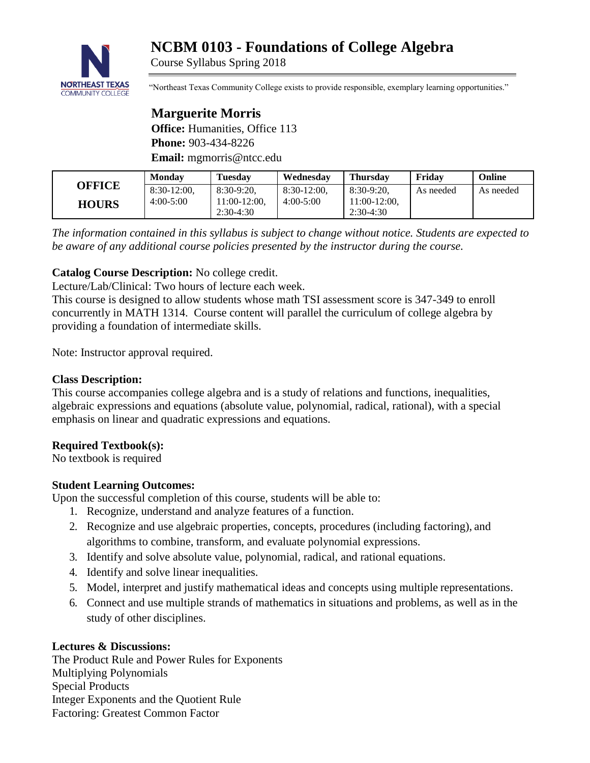# NCBM 0103 - Foundations of College Algebra

Course Syllabus Spring 2018

"Northeast Texas Community College exists to provide responsible, exemplary learning opportunities."

## Marguerite Morris

**Office:** Humanities, Office 113
**Phone:** 903-434-8226
**Email:** mgmorris@ntcc.edu

| OFFICE HOURS | Monday | Tuesday | Wednesday | Thursday | Friday | Online |
|---|---|---|---|---|---|---|
| | 8:30-12:00, 4:00-5:00 | 8:30-9:20, 11:00-12:00, 2:30-4:30 | 8:30-12:00, 4:00-5:00 | 8:30-9:20, 11:00-12:00, 2:30-4:30 | As needed | As needed |

*The information contained in this syllabus is subject to change without notice. Students are expected to be aware of any additional course policies presented by the instructor during the course.*

**Catalog Course Description:** No college credit.
Lecture/Lab/Clinical: Two hours of lecture each week.
This course is designed to allow students whose math TSI assessment score is 347-349 to enroll concurrently in MATH 1314. Course content will parallel the curriculum of college algebra by providing a foundation of intermediate skills.

Note: Instructor approval required.

**Class Description:**
This course accompanies college algebra and is a study of relations and functions, inequalities, algebraic expressions and equations (absolute value, polynomial, radical, rational), with a special emphasis on linear and quadratic expressions and equations.

**Required Textbook(s):**
No textbook is required

**Student Learning Outcomes:**
Upon the successful completion of this course, students will be able to:

1. Recognize, understand and analyze features of a function.
2. Recognize and use algebraic properties, concepts, procedures (including factoring), and algorithms to combine, transform, and evaluate polynomial expressions.
3. Identify and solve absolute value, polynomial, radical, and rational equations.
4. Identify and solve linear inequalities.
5. Model, interpret and justify mathematical ideas and concepts using multiple representations.
6. Connect and use multiple strands of mathematics in situations and problems, as well as in the study of other disciplines.

**Lectures & Discussions:**
The Product Rule and Power Rules for Exponents
Multiplying Polynomials
Special Products
Integer Exponents and the Quotient Rule
Factoring: Greatest Common Factor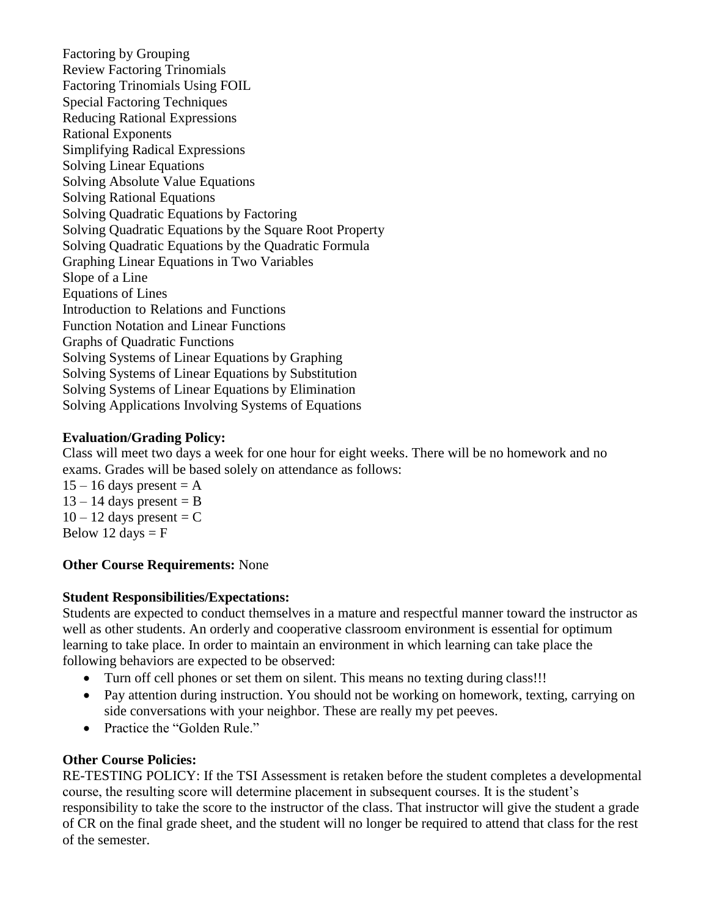Factoring by Grouping
Review Factoring Trinomials
Factoring Trinomials Using FOIL
Special Factoring Techniques
Reducing Rational Expressions
Rational Exponents
Simplifying Radical Expressions
Solving Linear Equations
Solving Absolute Value Equations
Solving Rational Equations
Solving Quadratic Equations by Factoring
Solving Quadratic Equations by the Square Root Property
Solving Quadratic Equations by the Quadratic Formula
Graphing Linear Equations in Two Variables
Slope of a Line
Equations of Lines
Introduction to Relations and Functions
Function Notation and Linear Functions
Graphs of Quadratic Functions
Solving Systems of Linear Equations by Graphing
Solving Systems of Linear Equations by Substitution
Solving Systems of Linear Equations by Elimination
Solving Applications Involving Systems of Equations

**Evaluation/Grading Policy:**
Class will meet two days a week for one hour for eight weeks. There will be no homework and no exams. Grades will be based solely on attendance as follows:
15 – 16 days present = A
13 – 14 days present = B
10 – 12 days present = C
Below 12 days = F

**Other Course Requirements:** None

**Student Responsibilities/Expectations:**
Students are expected to conduct themselves in a mature and respectful manner toward the instructor as well as other students. An orderly and cooperative classroom environment is essential for optimum learning to take place. In order to maintain an environment in which learning can take place the following behaviors are expected to be observed:

- Turn off cell phones or set them on silent. This means no texting during class!!!
- Pay attention during instruction. You should not be working on homework, texting, carrying on side conversations with your neighbor. These are really my pet peeves.
- Practice the "Golden Rule."

**Other Course Policies:**
RE-TESTING POLICY: If the TSI Assessment is retaken before the student completes a developmental course, the resulting score will determine placement in subsequent courses. It is the student's responsibility to take the score to the instructor of the class. That instructor will give the student a grade of CR on the final grade sheet, and the student will no longer be required to attend that class for the rest of the semester.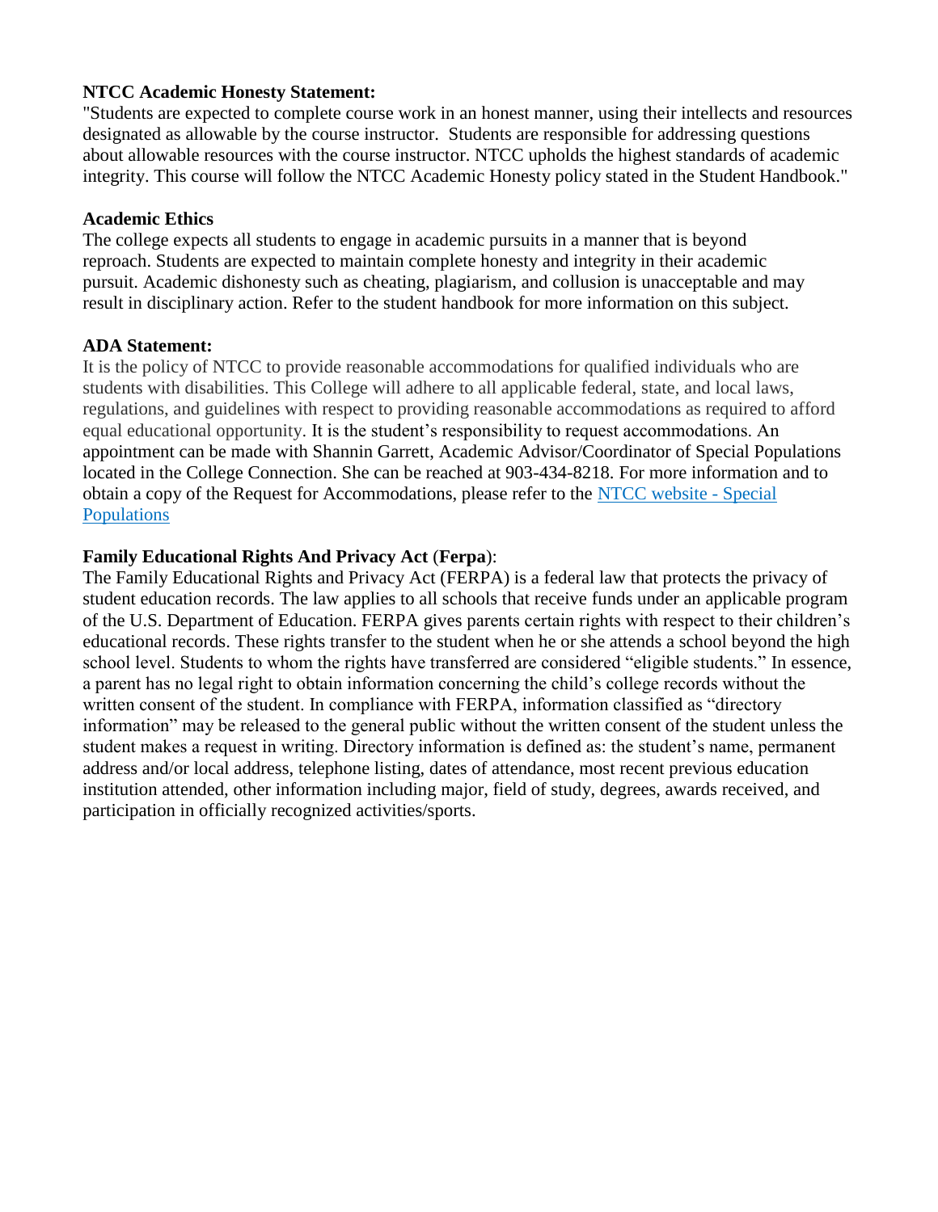**NTCC Academic Honesty Statement:**
"Students are expected to complete course work in an honest manner, using their intellects and resources designated as allowable by the course instructor. Students are responsible for addressing questions about allowable resources with the course instructor. NTCC upholds the highest standards of academic integrity. This course will follow the NTCC Academic Honesty policy stated in the Student Handbook."

**Academic Ethics**
The college expects all students to engage in academic pursuits in a manner that is beyond reproach. Students are expected to maintain complete honesty and integrity in their academic pursuit. Academic dishonesty such as cheating, plagiarism, and collusion is unacceptable and may result in disciplinary action. Refer to the student handbook for more information on this subject.

**ADA Statement:**
It is the policy of NTCC to provide reasonable accommodations for qualified individuals who are students with disabilities. This College will adhere to all applicable federal, state, and local laws, regulations, and guidelines with respect to providing reasonable accommodations as required to afford equal educational opportunity. It is the student's responsibility to request accommodations. An appointment can be made with Shannin Garrett, Academic Advisor/Coordinator of Special Populations located in the College Connection. She can be reached at 903-434-8218. For more information and to obtain a copy of the Request for Accommodations, please refer to the NTCC website - Special Populations

**Family Educational Rights And Privacy Act** (**Ferpa**):
The Family Educational Rights and Privacy Act (FERPA) is a federal law that protects the privacy of student education records. The law applies to all schools that receive funds under an applicable program of the U.S. Department of Education. FERPA gives parents certain rights with respect to their children's educational records. These rights transfer to the student when he or she attends a school beyond the high school level. Students to whom the rights have transferred are considered "eligible students." In essence, a parent has no legal right to obtain information concerning the child's college records without the written consent of the student. In compliance with FERPA, information classified as "directory information" may be released to the general public without the written consent of the student unless the student makes a request in writing. Directory information is defined as: the student's name, permanent address and/or local address, telephone listing, dates of attendance, most recent previous education institution attended, other information including major, field of study, degrees, awards received, and participation in officially recognized activities/sports.